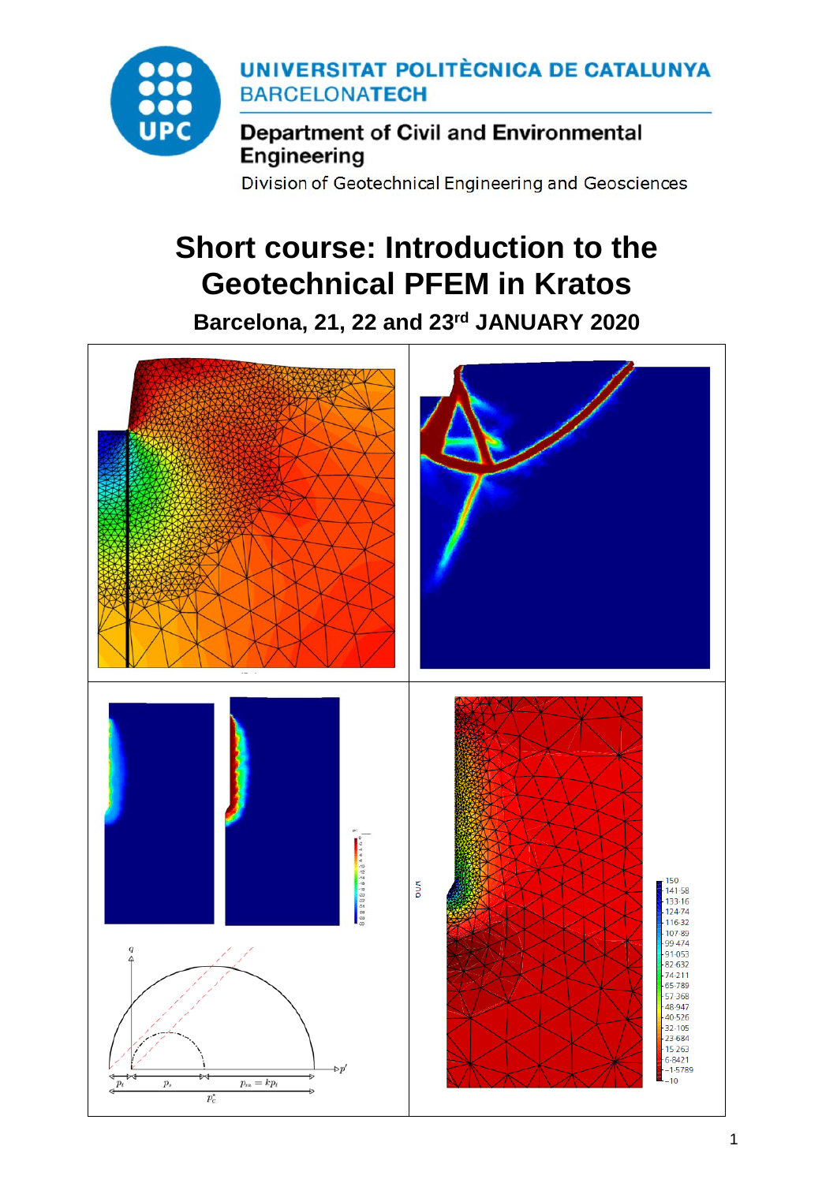UNIVERSITAT POLITÈCNICA DE CATALUNYA
BARCELONATECH

**Department of Civil and Environmental Engineering**

Division of Geotechnical Engineering and Geosciences

# Short course: Introduction to the Geotechnical PFEM in Kratos

## Barcelona, 21, 22 and 23rd JANUARY 2020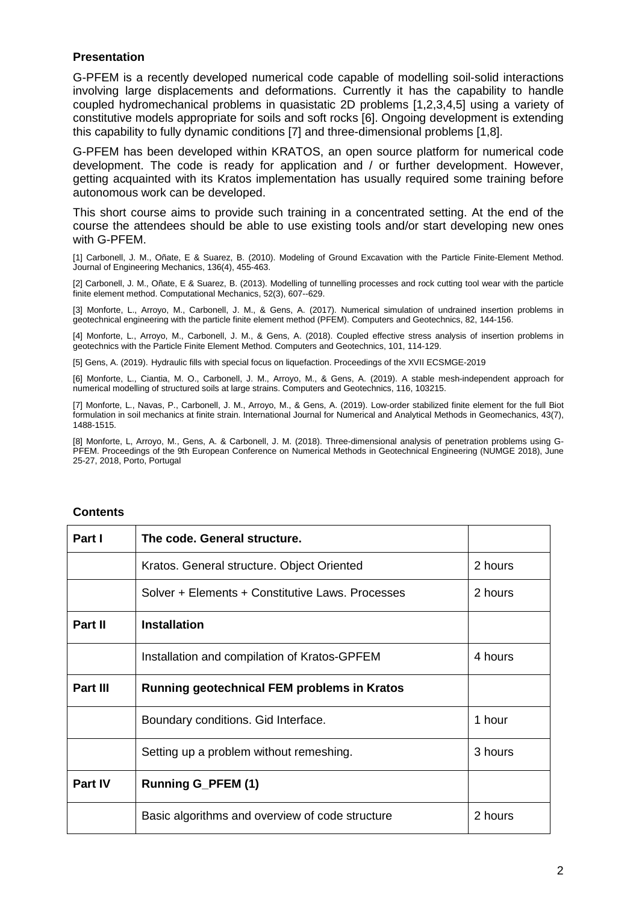## Presentation

G-PFEM is a recently developed numerical code capable of modelling soil-solid interactions involving large displacements and deformations. Currently it has the capability to handle coupled hydromechanical problems in quasistatic 2D problems [1,2,3,4,5] using a variety of constitutive models appropriate for soils and soft rocks [6]. Ongoing development is extending this capability to fully dynamic conditions [7] and three-dimensional problems [1,8].

G-PFEM has been developed within KRATOS, an open source platform for numerical code development. The code is ready for application and / or further development. However, getting acquainted with its Kratos implementation has usually required some training before autonomous work can be developed.

This short course aims to provide such training in a concentrated setting. At the end of the course the attendees should be able to use existing tools and/or start developing new ones with G-PFEM.

[1] Carbonell, J. M., Oñate, E & Suarez, B. (2010). Modeling of Ground Excavation with the Particle Finite-Element Method. Journal of Engineering Mechanics, 136(4), 455-463.

[2] Carbonell, J. M., Oñate, E & Suarez, B. (2013). Modelling of tunnelling processes and rock cutting tool wear with the particle finite element method. Computational Mechanics, 52(3), 607--629.

[3] Monforte, L., Arroyo, M., Carbonell, J. M., & Gens, A. (2017). Numerical simulation of undrained insertion problems in geotechnical engineering with the particle finite element method (PFEM). Computers and Geotechnics, 82, 144-156.

[4] Monforte, L., Arroyo, M., Carbonell, J. M., & Gens, A. (2018). Coupled effective stress analysis of insertion problems in geotechnics with the Particle Finite Element Method. Computers and Geotechnics, 101, 114-129.

[5] Gens, A. (2019). Hydraulic fills with special focus on liquefaction. Proceedings of the XVII ECSMGE-2019

[6] Monforte, L., Ciantia, M. O., Carbonell, J. M., Arroyo, M., & Gens, A. (2019). A stable mesh-independent approach for numerical modelling of structured soils at large strains. Computers and Geotechnics, 116, 103215.

[7] Monforte, L., Navas, P., Carbonell, J. M., Arroyo, M., & Gens, A. (2019). Low-order stabilized finite element for the full Biot formulation in soil mechanics at finite strain. International Journal for Numerical and Analytical Methods in Geomechanics, 43(7), 1488-1515.

[8] Monforte, L, Arroyo, M., Gens, A. & Carbonell, J. M. (2018). Three-dimensional analysis of penetration problems using G-PFEM. Proceedings of the 9th European Conference on Numerical Methods in Geotechnical Engineering (NUMGE 2018), June 25-27, 2018, Porto, Portugal

## Contents

| | | |
|---|---|---|
| **Part I** | **The code. General structure.** | |
| | Kratos. General structure. Object Oriented | 2 hours |
| | Solver + Elements + Constitutive Laws. Processes | 2 hours |
| **Part II** | **Installation** | |
| | Installation and compilation of Kratos-GPFEM | 4 hours |
| **Part III** | **Running geotechnical FEM problems in Kratos** | |
| | Boundary conditions. Gid Interface. | 1 hour |
| | Setting up a problem without remeshing. | 3 hours |
| **Part IV** | **Running G_PFEM (1)** | |
| | Basic algorithms and overview of code structure | 2 hours |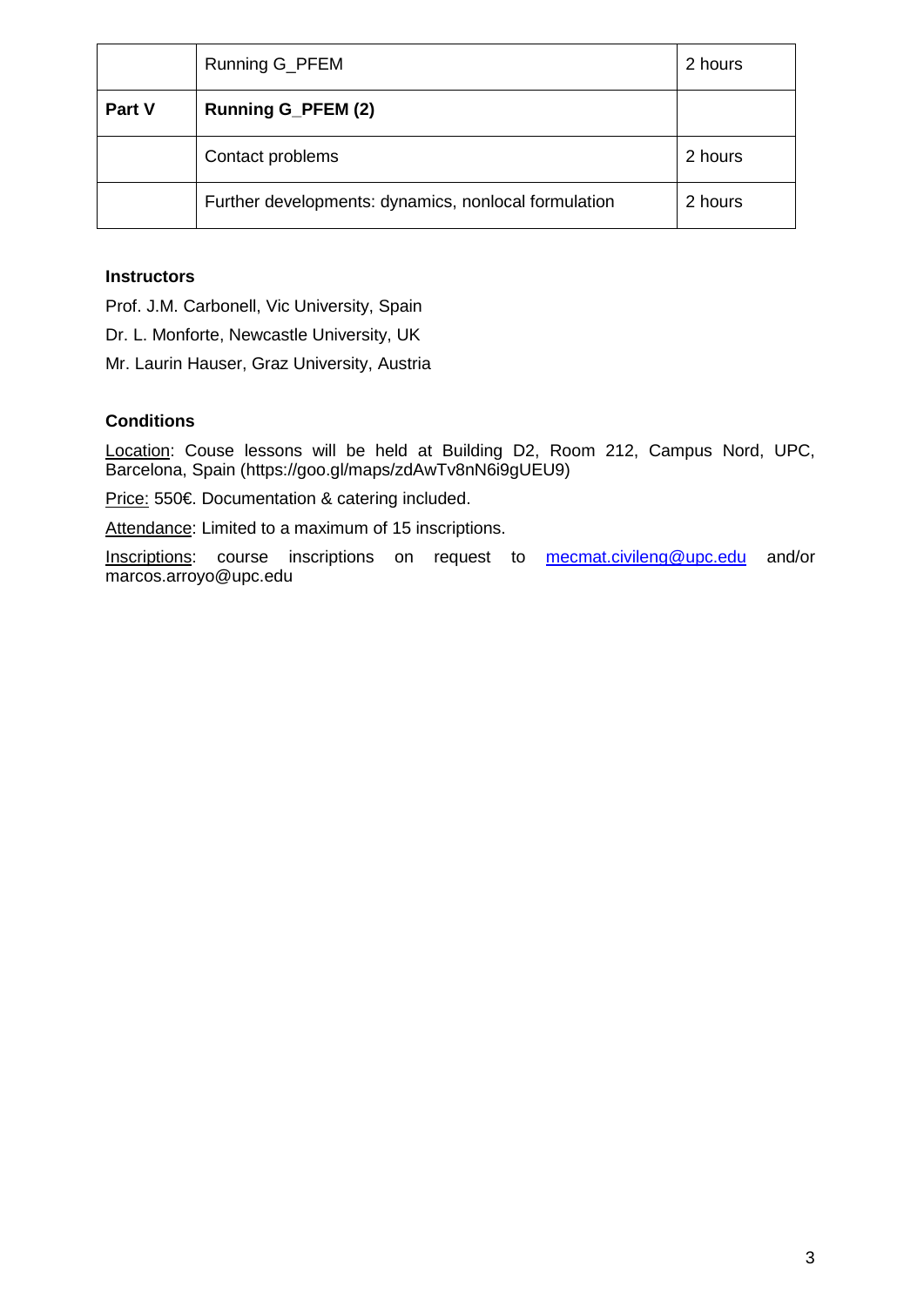| | | |
|---|---|---|
| | Running G_PFEM | 2 hours |
| **Part V** | **Running G_PFEM (2)** | |
| | Contact problems | 2 hours |
| | Further developments: dynamics, nonlocal formulation | 2 hours |

**Instructors**

Prof. J.M. Carbonell, Vic University, Spain

Dr. L. Monforte, Newcastle University, UK

Mr. Laurin Hauser, Graz University, Austria

**Conditions**

Location: Couse lessons will be held at Building D2, Room 212, Campus Nord, UPC, Barcelona, Spain (https://goo.gl/maps/zdAwTv8nN6i9gUEU9)

Price: 550€. Documentation & catering included.

Attendance: Limited to a maximum of 15 inscriptions.

Inscriptions: course inscriptions on request to mecmat.civileng@upc.edu and/or marcos.arroyo@upc.edu